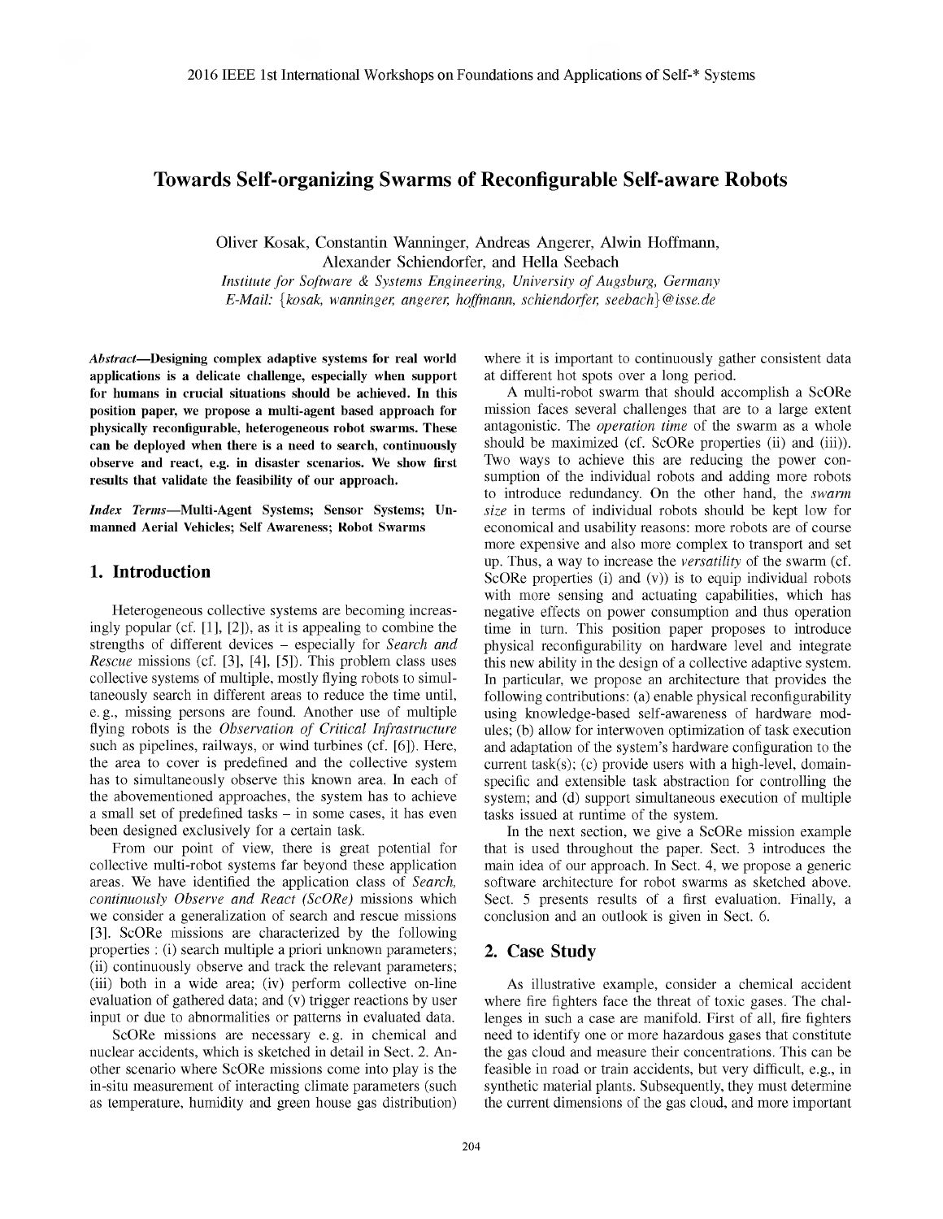# Towards Self-organizing Swarms of Reconfigurable Self-aware Robots

Oliver Kosak, Constantin Wanninger, Andreas Angerer, Alwin Hoffmann,
Alexander Schiendorfer, and Hella Seebach

*Institute for Software & Systems Engineering, University of Augsburg, Germany*
*E-Mail: {kosak, wanninger, angerer, hoffmann, schiendorfer, seebach}@isse.de*

***Abstract*—Designing complex adaptive systems for real world applications is a delicate challenge, especially when support for humans in crucial situations should be achieved. In this position paper, we propose a multi-agent based approach for physically reconfigurable, heterogeneous robot swarms. These can be deployed when there is a need to search, continuously observe and react, e.g. in disaster scenarios. We show first results that validate the feasibility of our approach.**

***Index Terms*—Multi-Agent Systems; Sensor Systems; Unmanned Aerial Vehicles; Self Awareness; Robot Swarms**

## 1. Introduction

Heterogeneous collective systems are becoming increasingly popular (cf. [1], [2]), as it is appealing to combine the strengths of different devices – especially for *Search and Rescue* missions (cf. [3], [4], [5]). This problem class uses collective systems of multiple, mostly flying robots to simultaneously search in different areas to reduce the time until, e. g., missing persons are found. Another use of multiple flying robots is the *Observation of Critical Infrastructure* such as pipelines, railways, or wind turbines (cf. [6]). Here, the area to cover is predefined and the collective system has to simultaneously observe this known area. In each of the abovementioned approaches, the system has to achieve a small set of predefined tasks – in some cases, it has even been designed exclusively for a certain task.

From our point of view, there is great potential for collective multi-robot systems far beyond these application areas. We have identified the application class of *Search, continuously Observe and React (ScORe)* missions which we consider a generalization of search and rescue missions [3]. ScORe missions are characterized by the following properties : (i) search multiple a priori unknown parameters; (ii) continuously observe and track the relevant parameters; (iii) both in a wide area; (iv) perform collective on-line evaluation of gathered data; and (v) trigger reactions by user input or due to abnormalities or patterns in evaluated data.

ScORe missions are necessary e. g. in chemical and nuclear accidents, which is sketched in detail in Sect. 2. Another scenario where ScORe missions come into play is the in-situ measurement of interacting climate parameters (such as temperature, humidity and green house gas distribution) where it is important to continuously gather consistent data at different hot spots over a long period.

A multi-robot swarm that should accomplish a ScORe mission faces several challenges that are to a large extent antagonistic. The *operation time* of the swarm as a whole should be maximized (cf. ScORe properties (ii) and (iii)). Two ways to achieve this are reducing the power consumption of the individual robots and adding more robots to introduce redundancy. On the other hand, the *swarm size* in terms of individual robots should be kept low for economical and usability reasons: more robots are of course more expensive and also more complex to transport and set up. Thus, a way to increase the *versatility* of the swarm (cf. ScORe properties (i) and (v)) is to equip individual robots with more sensing and actuating capabilities, which has negative effects on power consumption and thus operation time in turn. This position paper proposes to introduce physical reconfigurability on hardware level and integrate this new ability in the design of a collective adaptive system. In particular, we propose an architecture that provides the following contributions: (a) enable physical reconfigurability using knowledge-based self-awareness of hardware modules; (b) allow for interwoven optimization of task execution and adaptation of the system's hardware configuration to the current task(s); (c) provide users with a high-level, domain-specific and extensible task abstraction for controlling the system; and (d) support simultaneous execution of multiple tasks issued at runtime of the system.

In the next section, we give a ScORe mission example that is used throughout the paper. Sect. 3 introduces the main idea of our approach. In Sect. 4, we propose a generic software architecture for robot swarms as sketched above. Sect. 5 presents results of a first evaluation. Finally, a conclusion and an outlook is given in Sect. 6.

## 2. Case Study

As illustrative example, consider a chemical accident where fire fighters face the threat of toxic gases. The challenges in such a case are manifold. First of all, fire fighters need to identify one or more hazardous gases that constitute the gas cloud and measure their concentrations. This can be feasible in road or train accidents, but very difficult, e.g., in synthetic material plants. Subsequently, they must determine the current dimensions of the gas cloud, and more important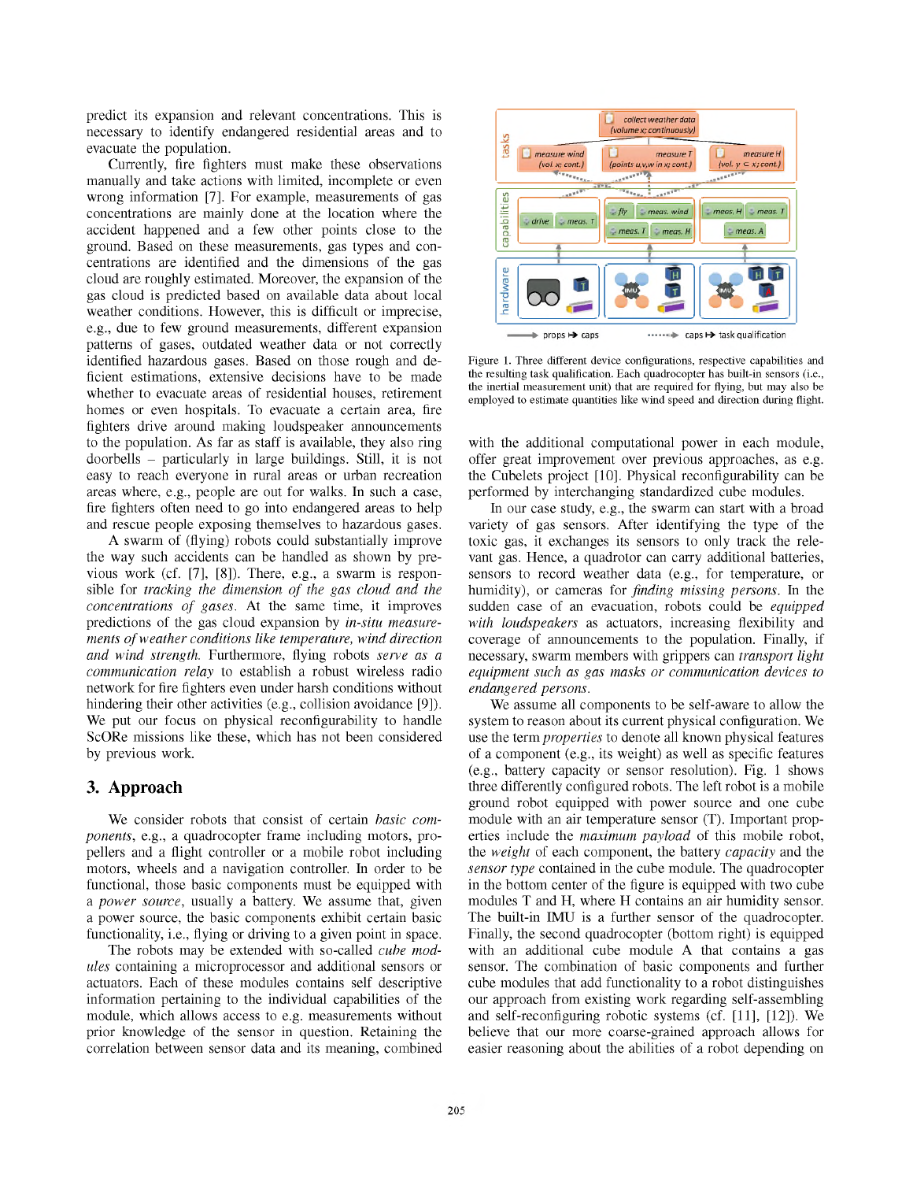predict its expansion and relevant concentrations. This is necessary to identify endangered residential areas and to evacuate the population.

Currently, fire fighters must make these observations manually and take actions with limited, incomplete or even wrong information [7]. For example, measurements of gas concentrations are mainly done at the location where the accident happened and a few other points close to the ground. Based on these measurements, gas types and concentrations are identified and the dimensions of the gas cloud are roughly estimated. Moreover, the expansion of the gas cloud is predicted based on available data about local weather conditions. However, this is difficult or imprecise, e.g., due to few ground measurements, different expansion patterns of gases, outdated weather data or not correctly identified hazardous gases. Based on those rough and deficient estimations, extensive decisions have to be made whether to evacuate areas of residential houses, retirement homes or even hospitals. To evacuate a certain area, fire fighters drive around making loudspeaker announcements to the population. As far as staff is available, they also ring doorbells – particularly in large buildings. Still, it is not easy to reach everyone in rural areas or urban recreation areas where, e.g., people are out for walks. In such a case, fire fighters often need to go into endangered areas to help and rescue people exposing themselves to hazardous gases.

A swarm of (flying) robots could substantially improve the way such accidents can be handled as shown by previous work (cf. [7], [8]). There, e.g., a swarm is responsible for *tracking the dimension of the gas cloud and the concentrations of gases*. At the same time, it improves predictions of the gas cloud expansion by *in-situ measurements of weather conditions like temperature, wind direction and wind strength*. Furthermore, flying robots *serve as a communication relay* to establish a robust wireless radio network for fire fighters even under harsh conditions without hindering their other activities (e.g., collision avoidance [9]). We put our focus on physical reconfigurability to handle ScORe missions like these, which has not been considered by previous work.

## 3. Approach

We consider robots that consist of certain *basic components*, e.g., a quadrocopter frame including motors, propellers and a flight controller or a mobile robot including motors, wheels and a navigation controller. In order to be functional, those basic components must be equipped with a *power source*, usually a battery. We assume that, given a power source, the basic components exhibit certain basic functionality, i.e., flying or driving to a given point in space.

The robots may be extended with so-called *cube modules* containing a microprocessor and additional sensors or actuators. Each of these modules contains self descriptive information pertaining to the individual capabilities of the module, which allows access to e.g. measurements without prior knowledge of the sensor in question. Retaining the correlation between sensor data and its meaning, combined with the additional computational power in each module, offer great improvement over previous approaches, as e.g. the Cubelets project [10]. Physical reconfigurability can be performed by interchanging standardized cube modules.

Figure 1. Three different device configurations, respective capabilities and the resulting task qualification. Each quadrocopter has built-in sensors (i.e., the inertial measurement unit) that are required for flying, but may also be employed to estimate quantities like wind speed and direction during flight.

In our case study, e.g., the swarm can start with a broad variety of gas sensors. After identifying the type of the toxic gas, it exchanges its sensors to only track the relevant gas. Hence, a quadrotor can carry additional batteries, sensors to record weather data (e.g., for temperature, or humidity), or cameras for *finding missing persons*. In the sudden case of an evacuation, robots could be *equipped with loudspeakers* as actuators, increasing flexibility and coverage of announcements to the population. Finally, if necessary, swarm members with grippers can *transport light equipment such as gas masks or communication devices to endangered persons*.

We assume all components to be self-aware to allow the system to reason about its current physical configuration. We use the term *properties* to denote all known physical features of a component (e.g., its weight) as well as specific features (e.g., battery capacity or sensor resolution). Fig. 1 shows three differently configured robots. The left robot is a mobile ground robot equipped with power source and one cube module with an air temperature sensor (T). Important properties include the *maximum payload* of this mobile robot, the *weight* of each component, the battery *capacity* and the *sensor type* contained in the cube module. The quadrocopter in the bottom center of the figure is equipped with two cube modules T and H, where H contains an air humidity sensor. The built-in IMU is a further sensor of the quadrocopter. Finally, the second quadrocopter (bottom right) is equipped with an additional cube module A that contains a gas sensor. The combination of basic components and further cube modules that add functionality to a robot distinguishes our approach from existing work regarding self-assembling and self-reconfiguring robotic systems (cf. [11], [12]). We believe that our more coarse-grained approach allows for easier reasoning about the abilities of a robot depending on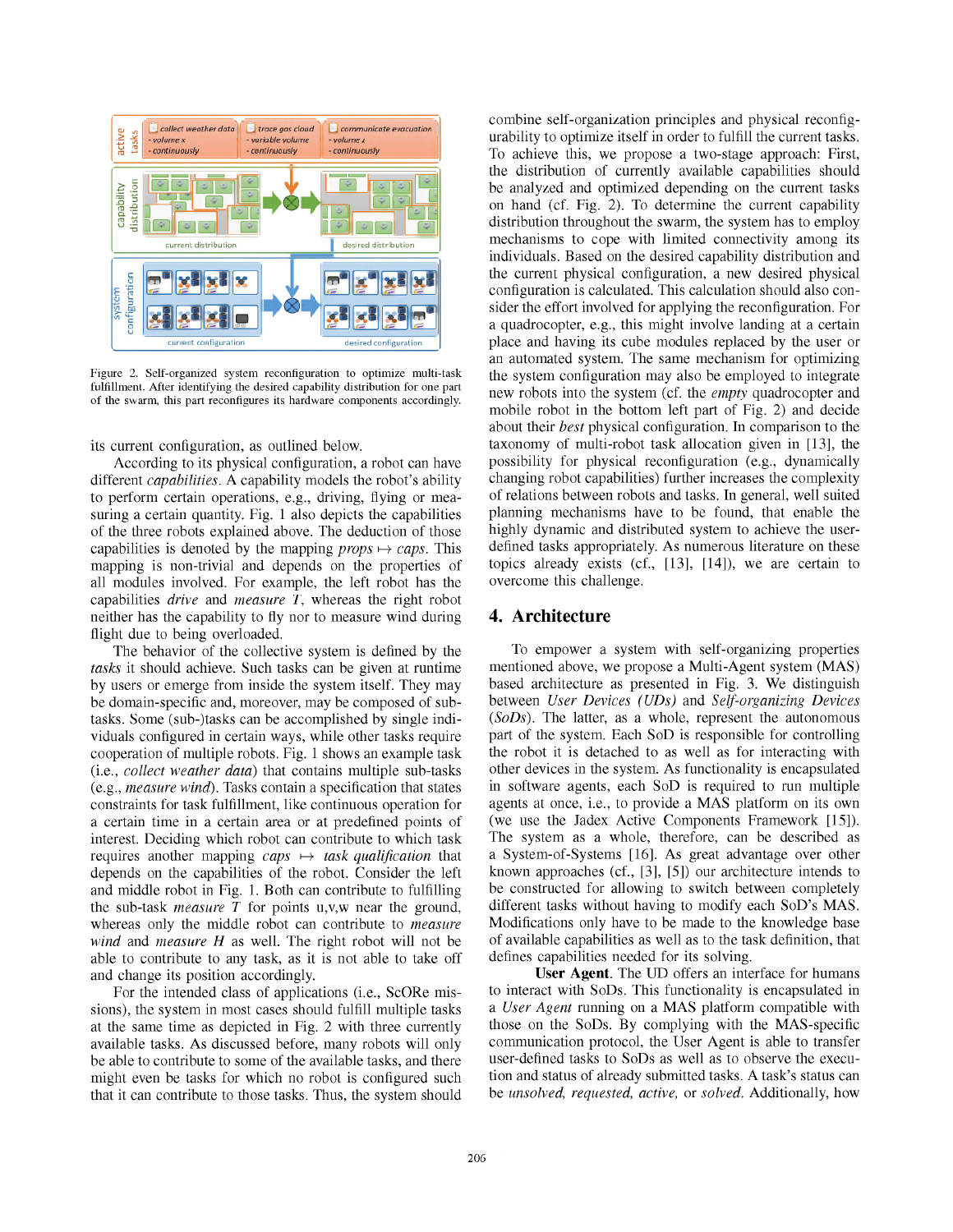Figure 2. Self-organized system reconfiguration to optimize multi-task fulfillment. After identifying the desired capability distribution for one part of the swarm, this part reconfigures its hardware components accordingly.

its current configuration, as outlined below.

According to its physical configuration, a robot can have different *capabilities*. A capability models the robot's ability to perform certain operations, e.g., driving, flying or measuring a certain quantity. Fig. 1 also depicts the capabilities of the three robots explained above. The deduction of these capabilities is denoted by the mapping *props* $\mapsto$ *caps*. This mapping is non-trivial and depends on the properties of all modules involved. For example, the left robot has the capabilities *drive* and *measure T*, whereas the right robot neither has the capability to fly nor to measure wind during flight due to being overloaded.

The behavior of the collective system is defined by the *tasks* it should achieve. Such tasks can be given at runtime by users or emerge from inside the system itself. They may be domain-specific and, moreover, may be composed of subtasks. Some (sub-)tasks can be accomplished by single individuals configured in certain ways, while other tasks require cooperation of multiple robots. Fig. 1 shows an example task (i.e., *collect weather data*) that contains multiple sub-tasks (e.g., *measure wind*). Tasks contain a specification that states constraints for task fulfillment, like continuous operation for a certain time in a certain area or at predefined points of interest. Deciding which robot can contribute to which task requires another mapping *caps* $\mapsto$ *task qualification* that depends on the capabilities of the robot. Consider the left and middle robot in Fig. 1. Both can contribute to fulfilling the sub-task *measure T* for points u,v,w near the ground, whereas only the middle robot can contribute to *measure wind* and *measure H* as well. The right robot will not be able to contribute to any task, as it is not able to take off and change its position accordingly.

For the intended class of applications (i.e., ScORe missions), the system in most cases should fulfill multiple tasks at the same time as depicted in Fig. 2 with three currently available tasks. As discussed before, many robots will only be able to contribute to some of the available tasks, and there might even be tasks for which no robot is configured such that it can contribute to those tasks. Thus, the system should combine self-organization principles and physical reconfigurability to optimize itself in order to fulfill the current tasks. To achieve this, we propose a two-stage approach: First, the distribution of currently available capabilities should be analyzed and optimized depending on the current tasks on hand (cf. Fig. 2). To determine the current capability distribution throughout the swarm, the system has to employ mechanisms to cope with limited connectivity among its individuals. Based on the desired capability distribution and the current physical configuration, a new desired physical configuration is calculated. This calculation should also consider the effort involved for applying the reconfiguration. For a quadrocopter, e.g., this might involve landing at a certain place and having its cube modules replaced by the user or an automated system. The same mechanism for optimizing the system configuration may also be employed to integrate new robots into the system (cf. the *empty* quadrocopter and mobile robot in the bottom left part of Fig. 2) and decide about their *best* physical configuration. In comparison to the taxonomy of multi-robot task allocation given in [13], the possibility for physical reconfiguration (e.g., dynamically changing robot capabilities) further increases the complexity of relations between robots and tasks. In general, well suited planning mechanisms have to be found, that enable the highly dynamic and distributed system to achieve the user-defined tasks appropriately. As numerous literature on these topics already exists (cf., [13], [14]), we are certain to overcome this challenge.

## 4. Architecture

To empower a system with self-organizing properties mentioned above, we propose a Multi-Agent system (MAS) based architecture as presented in Fig. 3. We distinguish between *User Devices (UDs)* and *Self-organizing Devices (SoDs)*. The latter, as a whole, represent the autonomous part of the system. Each SoD is responsible for controlling the robot it is detached to as well as for interacting with other devices in the system. As functionality is encapsulated in software agents, each SoD is required to run multiple agents at once, i.e., to provide a MAS platform on its own (we use the Jadex Active Components Framework [15]). The system as a whole, therefore, can be described as a System-of-Systems [16]. As great advantage over other known approaches (cf., [3], [5]) our architecture intends to be constructed for allowing to switch between completely different tasks without having to modify each SoD's MAS. Modifications only have to be made to the knowledge base of available capabilities as well as to the task definition, that defines capabilities needed for its solving.

**User Agent**. The UD offers an interface for humans to interact with SoDs. This functionality is encapsulated in a *User Agent* running on a MAS platform compatible with those on the SoDs. By complying with the MAS-specific communication protocol, the User Agent is able to transfer user-defined tasks to SoDs as well as to observe the execution and status of already submitted tasks. A task's status can be *unsolved, requested, active,* or *solved*. Additionally, how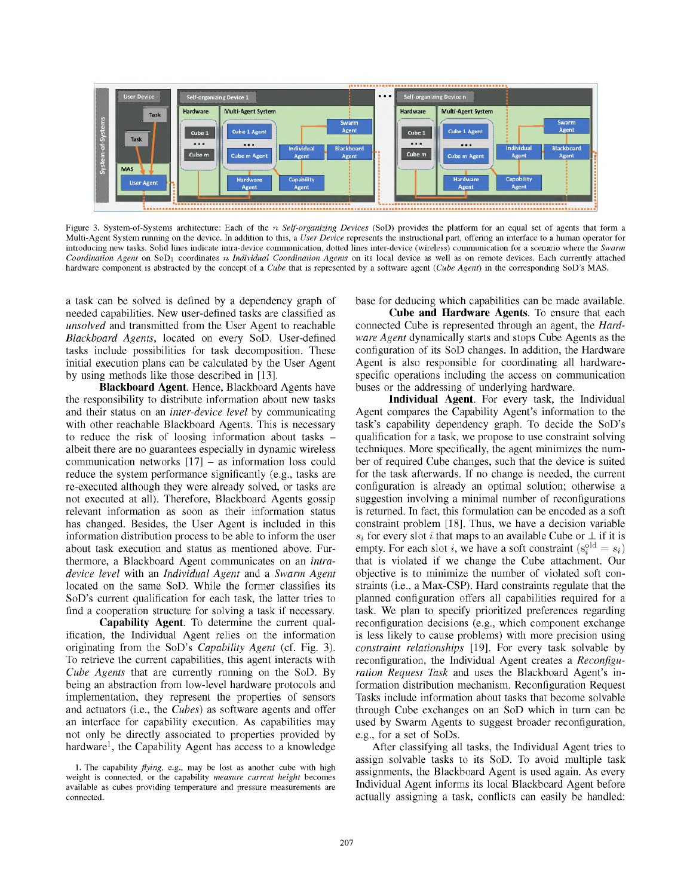Figure 3. System-of-Systems architecture: Each of the $n$ *Self-organizing Devices* (SoD) provides the platform for an equal set of agents that form a Multi-Agent System running on the device. In addition to this, a *User Device* represents the instructional part, offering an interface to a human operator for introducing new tasks. Solid lines indicate intra-device communication, dotted lines inter-device (wireless) communication for a scenario where the *Swarm Coordination Agent* on $\text{SoD}_1$ coordinates $n$ *Individual Coordination Agents* on its local device as well as on remote devices. Each currently attached hardware component is abstracted by the concept of a *Cube* that is represented by a software agent (*Cube Agent*) in the corresponding SoD's MAS.

a task can be solved is defined by a dependency graph of needed capabilities. New user-defined tasks are classified as *unsolved* and transmitted from the User Agent to reachable *Blackboard Agents*, located on every SoD. User-defined tasks include possibilities for task decomposition. These initial execution plans can be calculated by the User Agent by using methods like those described in [13].

**Blackboard Agent.** Hence, Blackboard Agents have the responsibility to distribute information about new tasks and their status on an *inter-device level* by communicating with other reachable Blackboard Agents. This is necessary to reduce the risk of loosing information about tasks – albeit there are no guarantees especially in dynamic wireless communication networks [17] – as information loss could reduce the system performance significantly (e.g., tasks are re-executed although they were already solved, or tasks are not executed at all). Therefore, Blackboard Agents gossip relevant information as soon as their information status has changed. Besides, the User Agent is included in this information distribution process to be able to inform the user about task execution and status as mentioned above. Furthermore, a Blackboard Agent communicates on an *intra-device level* with an *Individual Agent* and a *Swarm Agent* located on the same SoD. While the former classifies its SoD's current qualification for each task, the latter tries to find a cooperation structure for solving a task if necessary.

**Capability Agent.** To determine the current qualification, the Individual Agent relies on the information originating from the SoD's *Capability Agent* (cf. Fig. 3). To retrieve the current capabilities, this agent interacts with *Cube Agents* that are currently running on the SoD. By being an abstraction from low-level hardware protocols and implementation, they represent the properties of sensors and actuators (i.e., the *Cubes*) as software agents and offer an interface for capability execution. As capabilities may not only be directly associated to properties provided by hardware[1], the Capability Agent has access to a knowledge base for deducing which capabilities can be made available.

**Cube and Hardware Agents.** To ensure that each connected Cube is represented through an agent, the *Hardware Agent* dynamically starts and stops Cube Agents as the configuration of its SoD changes. In addition, the Hardware Agent is also responsible for coordinating all hardware-specific operations including the access on communication buses or the addressing of underlying hardware.

**Individual Agent.** For every task, the Individual Agent compares the Capability Agent's information to the task's capability dependency graph. To decide the SoD's qualification for a task, we propose to use constraint solving techniques. More specifically, the agent minimizes the number of required Cube changes, such that the device is suited for the task afterwards. If no change is needed, the current configuration is already an optimal solution; otherwise a suggestion involving a minimal number of reconfigurations is returned. In fact, this formulation can be encoded as a soft constraint problem [18]. Thus, we have a decision variable $s_i$ for every slot $i$ that maps to an available Cube or $\bot$ if it is empty. For each slot $i$, we have a soft constraint $(s_i^{\text{old}} = s_i)$ that is violated if we change the Cube attachment. Our objective is to minimize the number of violated soft constraints (i.e., a Max-CSP). Hard constraints regulate that the planned configuration offers all capabilities required for a task. We plan to specify prioritized preferences regarding reconfiguration decisions (e.g., which component exchange is less likely to cause problems) with more precision using *constraint relationships* [19]. For every task solvable by reconfiguration, the Individual Agent creates a *Reconfiguration Request Task* and uses the Blackboard Agent's information distribution mechanism. Reconfiguration Request Tasks include information about tasks that become solvable through Cube exchanges on an SoD which in turn can be used by Swarm Agents to suggest broader reconfiguration, e.g., for a set of SoDs.

After classifying all tasks, the Individual Agent tries to assign solvable tasks to its SoD. To avoid multiple task assignments, the Blackboard Agent is used again. As every Individual Agent informs its local Blackboard Agent before actually assigning a task, conflicts can easily be handled:

1. The capability *flying*, e.g., may be lost as another cube with high weight is connected, or the capability *measure current height* becomes available as cubes providing temperature and pressure measurements are connected.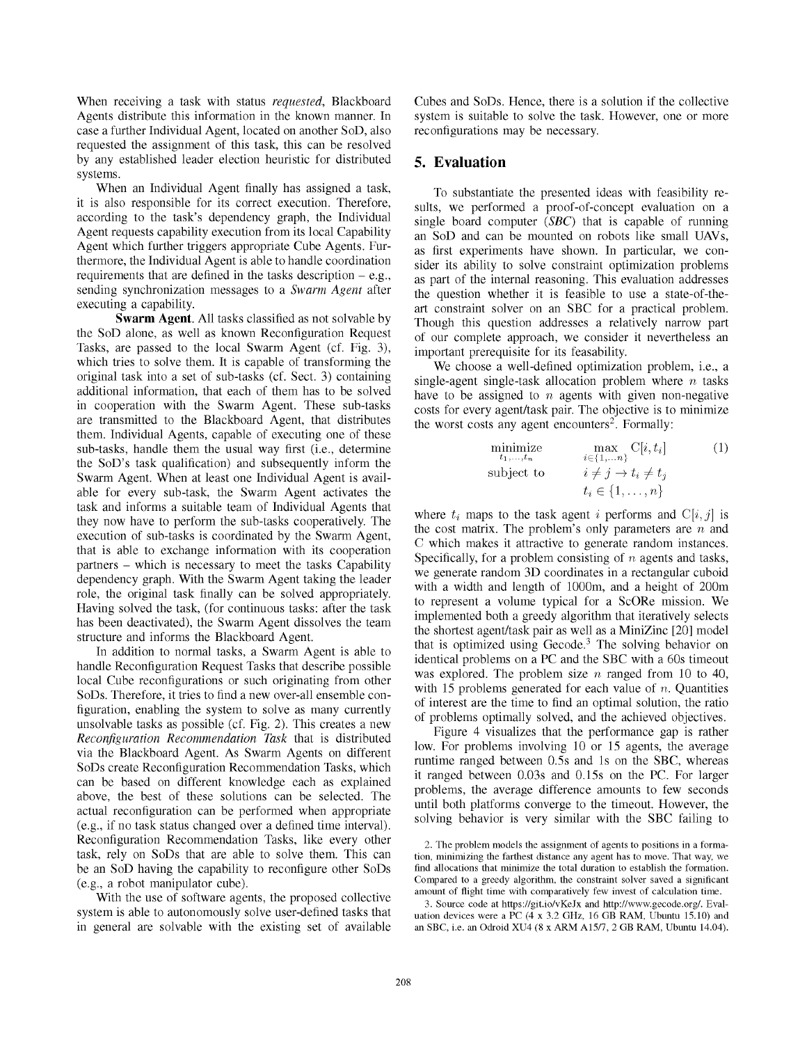When receiving a task with status *requested*, Blackboard Agents distribute this information in the known manner. In case a further Individual Agent, located on another SoD, also requested the assignment of this task, this can be resolved by any established leader election heuristic for distributed systems.

When an Individual Agent finally has assigned a task, it is also responsible for its correct execution. Therefore, according to the task's dependency graph, the Individual Agent requests capability execution from its local Capability Agent which further triggers appropriate Cube Agents. Furthermore, the Individual Agent is able to handle coordination requirements that are defined in the tasks description – e.g., sending synchronization messages to a *Swarm Agent* after executing a capability.

**Swarm Agent**. All tasks classified as not solvable by the SoD alone, as well as known Reconfiguration Request Tasks, are passed to the local Swarm Agent (cf. Fig. 3), which tries to solve them. It is capable of transforming the original task into a set of sub-tasks (cf. Sect. 3) containing additional information, that each of them has to be solved in cooperation with the Swarm Agent. These sub-tasks are transmitted to the Blackboard Agent, that distributes them. Individual Agents, capable of executing one of these sub-tasks, handle them the usual way first (i.e., determine the SoD's task qualification) and subsequently inform the Swarm Agent. When at least one Individual Agent is available for every sub-task, the Swarm Agent activates the task and informs a suitable team of Individual Agents that they now have to perform the sub-tasks cooperatively. The execution of sub-tasks is coordinated by the Swarm Agent, that is able to exchange information with its cooperation partners – which is necessary to meet the tasks Capability dependency graph. With the Swarm Agent taking the leader role, the original task finally can be solved appropriately. Having solved the task, (for continuous tasks: after the task has been deactivated), the Swarm Agent dissolves the team structure and informs the Blackboard Agent.

In addition to normal tasks, a Swarm Agent is able to handle Reconfiguration Request Tasks that describe possible local Cube reconfigurations or such originating from other SoDs. Therefore, it tries to find a new over-all ensemble configuration, enabling the system to solve as many currently unsolvable tasks as possible (cf. Fig. 2). This creates a new *Reconfiguration Recommendation Task* that is distributed via the Blackboard Agent. As Swarm Agents on different SoDs create Reconfiguration Recommendation Tasks, which can be based on different knowledge each as explained above, the best of these solutions can be selected. The actual reconfiguration can be performed when appropriate (e.g., if no task status changed over a defined time interval). Reconfiguration Recommendation Tasks, like every other task, rely on SoDs that are able to solve them. This can be an SoD having the capability to reconfigure other SoDs (e.g., a robot manipulator cube).

With the use of software agents, the proposed collective system is able to autonomously solve user-defined tasks that in general are solvable with the existing set of available Cubes and SoDs. Hence, there is a solution if the collective system is suitable to solve the task. However, one or more reconfigurations may be necessary.

## 5. Evaluation

To substantiate the presented ideas with feasibility results, we performed a proof-of-concept evaluation on a single board computer (***SBC***) that is capable of running an SoD and can be mounted on robots like small UAVs, as first experiments have shown. In particular, we consider its ability to solve constraint optimization problems as part of the internal reasoning. This evaluation addresses the question whether it is feasible to use a state-of-the-art constraint solver on an SBC for a practical problem. Though this question addresses a relatively narrow part of our complete approach, we consider it nevertheless an important prerequisite for its feasability.

We choose a well-defined optimization problem, i.e., a single-agent single-task allocation problem where $n$ tasks have to be assigned to $n$ agents with given non-negative costs for every agent/task pair. The objective is to minimize the worst costs any agent encounters[2]. Formally:

$$\begin{aligned}
\underset{t_1,\ldots,t_n}{\text{minimize}} \quad & \max_{i \in \{1,\ldots n\}} \mathrm{C}[i, t_i] \\
\text{subject to} \quad & i \neq j \rightarrow t_i \neq t_j \\
& t_i \in \{1, \ldots, n\}
\end{aligned} \tag{1}$$

where $t_i$ maps to the task agent $i$ performs and $\mathrm{C}[i, j]$ is the cost matrix. The problem's only parameters are $n$ and C which makes it attractive to generate random instances. Specifically, for a problem consisting of $n$ agents and tasks, we generate random 3D coordinates in a rectangular cuboid with a width and length of 1000m, and a height of 200m to represent a volume typical for a ScORe mission. We implemented both a greedy algorithm that iteratively selects the shortest agent/task pair as well as a MiniZinc [20] model that is optimized using Gecode.[3] The solving behavior on identical problems on a PC and the SBC with a 60s timeout was explored. The problem size $n$ ranged from 10 to 40, with 15 problems generated for each value of $n$. Quantities of interest are the time to find an optimal solution, the ratio of problems optimally solved, and the achieved objectives.

Figure 4 visualizes that the performance gap is rather low. For problems involving 10 or 15 agents, the average runtime ranged between 0.5s and 1s on the SBC, whereas it ranged between 0.03s and 0.15s on the PC. For larger problems, the average difference amounts to few seconds until both platforms converge to the timeout. However, the solving behavior is very similar with the SBC failing to

2. The problem models the assignment of agents to positions in a formation, minimizing the farthest distance any agent has to move. That way, we find allocations that minimize the total duration to establish the formation. Compared to a greedy algorithm, the constraint solver saved a significant amount of flight time with comparatively few invest of calculation time.

3. Source code at https://git.io/vKeJx and http://www.gecode.org/. Evaluation devices were a PC (4 x 3.2 GHz, 16 GB RAM, Ubuntu 15.10) and an SBC, i.e. an Odroid XU4 (8 x ARM A15/7, 2 GB RAM, Ubuntu 14.04).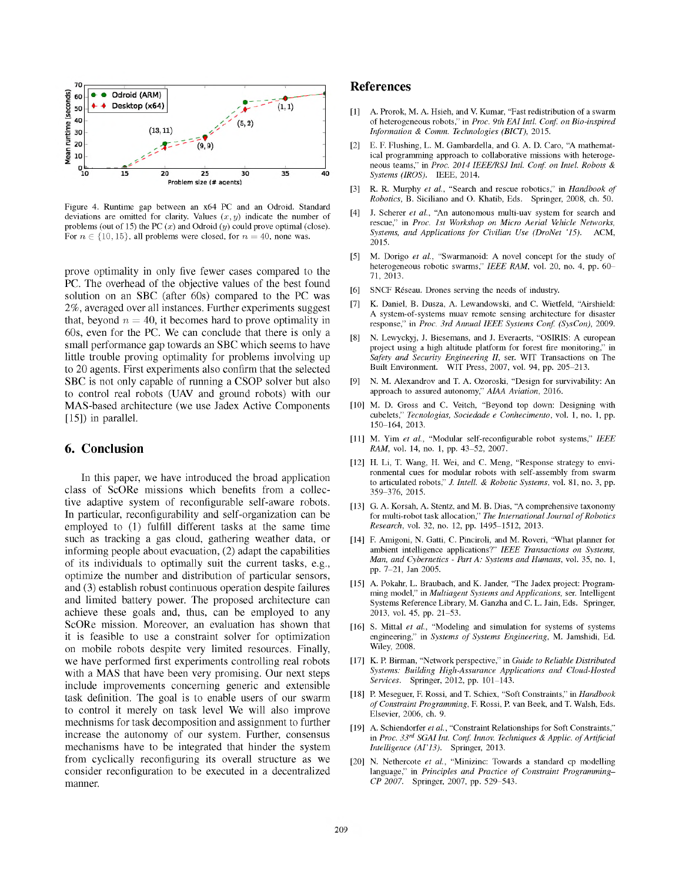70
60
50
40
30
20
10
0
Mean runtime (seconds)
Odroid (ARM)
Desktop (x64)
(13, 11)
(9, 9)
(5, 2)
(1, 1)
10
15
20
25
30
35
40
Problem size (# agents)

Figure 4. Runtime gap between an x64 PC and an Odroid. Standard deviations are omitted for clarity. Values $(x, y)$ indicate the number of problems (out of 15) the PC $(x)$ and Odroid $(y)$ could prove optimal (close). For $n \in \{10, 15\}$, all problems were closed, for $n = 40$, none was.

prove optimality in only five fewer cases compared to the PC. The overhead of the objective values of the best found solution on an SBC (after 60s) compared to the PC was 2%, averaged over all instances. Further experiments suggest that, beyond $n = 40$, it becomes hard to prove optimality in 60s, even for the PC. We can conclude that there is only a small performance gap towards an SBC which seems to have little trouble proving optimality for problems involving up to 20 agents. First experiments also confirm that the selected SBC is not only capable of running a CSOP solver but also to control real robots (UAV and ground robots) with our MAS-based architecture (we use Jadex Active Components [15]) in parallel.

## 6. Conclusion

In this paper, we have introduced the broad application class of ScORe missions which benefits from a collective adaptive system of reconfigurable self-aware robots. In particular, reconfigurability and self-organization can be employed to (1) fulfill different tasks at the same time such as tracking a gas cloud, gathering weather data, or informing people about evacuation, (2) adapt the capabilities of its individuals to optimally suit the current tasks, e.g., optimize the number and distribution of particular sensors, and (3) establish robust continuous operation despite failures and limited battery power. The proposed architecture can achieve these goals and, thus, can be employed to any ScORe mission. Moreover, an evaluation has shown that it is feasible to use a constraint solver for optimization on mobile robots despite very limited resources. Finally, we have performed first experiments controlling real robots with a MAS that have been very promising. Our next steps include improvements concerning generic and extensible task definition. The goal is to enable users of our swarm to control it merely on task level We will also improve mechnisms for task decomposition and assignment to further increase the autonomy of our system. Further, consensus mechanisms have to be integrated that hinder the system from cyclically reconfiguring its overall structure as we consider reconfiguration to be executed in a decentralized manner.

## References

[1] A. Prorok, M. A. Hsieh, and V. Kumar, "Fast redistribution of a swarm of heterogeneous robots," in *Proc. 9th EAI Intl. Conf. on Bio-inspired Information & Comm. Technologies (BICT)*, 2015.

[2] E. F. Flushing, L. M. Gambardella, and G. A. D. Caro, "A mathematical programming approach to collaborative missions with heterogeneous teams," in *Proc. 2014 IEEE/RSJ Intl. Conf. on Intel. Robots & Systems (IROS)*. IEEE, 2014.

[3] R. R. Murphy *et al.*, "Search and rescue robotics," in *Handbook of Robotics*, B. Siciliano and O. Khatib, Eds. Springer, 2008, ch. 50.

[4] J. Scherer *et al.*, "An autonomous multi-uav system for search and rescue," in *Proc. 1st Workshop on Micro Aerial Vehicle Networks, Systems, and Applications for Civilian Use (DroNet '15)*. ACM, 2015.

[5] M. Dorigo *et al.*, "Swarmanoid: A novel concept for the study of heterogeneous robotic swarms," *IEEE RAM*, vol. 20, no. 4, pp. 60–71, 2013.

[6] SNCF Réseau. Drones serving the needs of industry.

[7] K. Daniel, B. Dusza, A. Lewandowski, and C. Wietfeld, "Airshield: A system-of-systems muav remote sensing architecture for disaster response," in *Proc. 3rd Annual IEEE Systems Conf. (SysCon)*, 2009.

[8] N. Lewyckyj, J. Biesemans, and J. Everaerts, "OSIRIS: A european project using a high altitude platform for forest fire monitoring," in *Safety and Security Engineering II*, ser. WIT Transactions on The Built Environment. WIT Press, 2007, vol. 94, pp. 205–213.

[9] N. M. Alexandrov and T. A. Ozoroski, "Design for survivability: An approach to assured autonomy," *AIAA Aviation*, 2016.

[10] M. D. Gross and C. Veitch, "Beyond top down: Designing with cubelets," *Tecnologias, Sociedade e Conhecimento*, vol. 1, no. 1, pp. 150–164, 2013.

[11] M. Yim *et al.*, "Modular self-reconfigurable robot systems," *IEEE RAM*, vol. 14, no. 1, pp. 43–52, 2007.

[12] H. Li, T. Wang, H. Wei, and C. Meng, "Response strategy to environmental cues for modular robots with self-assembly from swarm to articulated robots," *J. Intell. & Robotic Systems*, vol. 81, no. 3, pp. 359–376, 2015.

[13] G. A. Korsah, A. Stentz, and M. B. Dias, "A comprehensive taxonomy for multi-robot task allocation," *The International Journal of Robotics Research*, vol. 32, no. 12, pp. 1495–1512, 2013.

[14] F. Amigoni, N. Gatti, C. Pinciroli, and M. Roveri, "What planner for ambient intelligence applications?" *IEEE Transactions on Systems, Man, and Cybernetics - Part A: Systems and Humans*, vol. 35, no. 1, pp. 7–21, Jan 2005.

[15] A. Pokahr, L. Braubach, and K. Jander, "The Jadex project: Programming model," in *Multiagent Systems and Applications*, ser. Intelligent Systems Reference Library, M. Ganzha and C. L. Jain, Eds. Springer, 2013, vol. 45, pp. 21–53.

[16] S. Mittal *et al.*, "Modeling and simulation for systems of systems engineering," in *Systems of Systems Engineering*, M. Jamshidi, Ed. Wiley, 2008.

[17] K. P. Birman, "Network perspective," in *Guide to Reliable Distributed Systems: Building High-Assurance Applications and Cloud-Hosted Services*. Springer, 2012, pp. 101–143.

[18] P. Meseguer, F. Rossi, and T. Schiex, "Soft Constraints," in *Handbook of Constraint Programming*, F. Rossi, P. van Beek, and T. Walsh, Eds. Elsevier, 2006, ch. 9.

[19] A. Schiendorfer *et al.*, "Constraint Relationships for Soft Constraints," in *Proc. 33rd SGAI Int. Conf. Innov. Techniques & Applic. of Artificial Intelligence (AI'13)*. Springer, 2013.

[20] N. Nethercote *et al.*, "Minizinc: Towards a standard cp modelling language," in *Principles and Practice of Constraint Programming–CP 2007*. Springer, 2007, pp. 529–543.